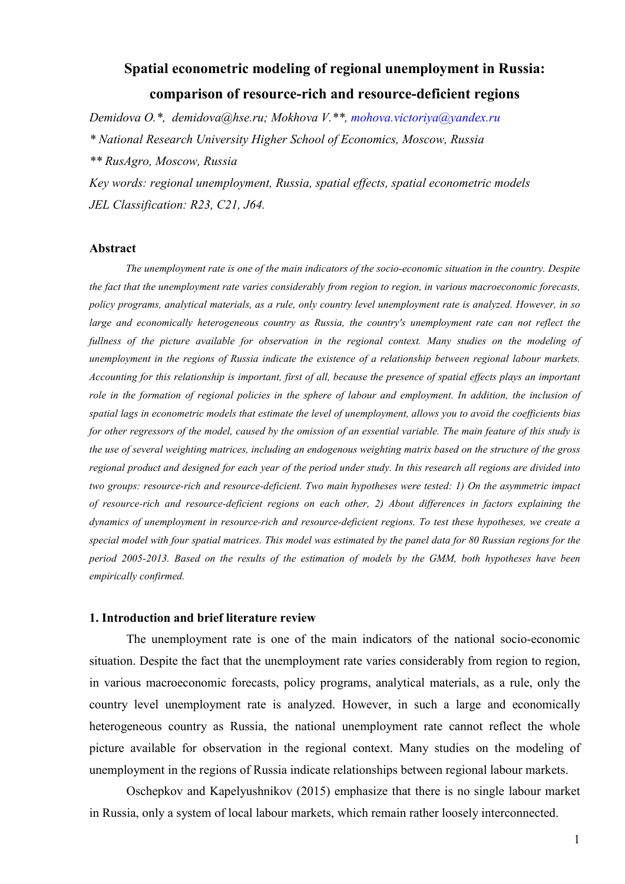# Spatial econometric modeling of regional unemployment in Russia: comparison of resource-rich and resource-deficient regions

*Demidova O.\*, demidova@hse.ru; Mokhova V.\*\*, mohova.victoriya@yandex.ru*

*\* National Research University Higher School of Economics, Moscow, Russia*

*\*\* RusAgro, Moscow, Russia*

*Key words: regional unemployment, Russia, spatial effects, spatial econometric models*

*JEL Classification: R23, C21, J64.*

### Abstract

*The unemployment rate is one of the main indicators of the socio-economic situation in the country. Despite the fact that the unemployment rate varies considerably from region to region, in various macroeconomic forecasts, policy programs, analytical materials, as a rule, only country level unemployment rate is analyzed. However, in so large and economically heterogeneous country as Russia, the country's unemployment rate can not reflect the fullness of the picture available for observation in the regional context. Many studies on the modeling of unemployment in the regions of Russia indicate the existence of a relationship between regional labour markets. Accounting for this relationship is important, first of all, because the presence of spatial effects plays an important role in the formation of regional policies in the sphere of labour and employment. In addition, the inclusion of spatial lags in econometric models that estimate the level of unemployment, allows you to avoid the coefficients bias for other regressors of the model, caused by the omission of an essential variable. The main feature of this study is the use of several weighting matrices, including an endogenous weighting matrix based on the structure of the gross regional product and designed for each year of the period under study. In this research all regions are divided into two groups: resource-rich and resource-deficient. Two main hypotheses were tested: 1) On the asymmetric impact of resource-rich and resource-deficient regions on each other, 2) About differences in factors explaining the dynamics of unemployment in resource-rich and resource-deficient regions. To test these hypotheses, we create a special model with four spatial matrices. This model was estimated by the panel data for 80 Russian regions for the period 2005-2013. Based on the results of the estimation of models by the GMM, both hypotheses have been empirically confirmed.*

### 1. Introduction and brief literature review

The unemployment rate is one of the main indicators of the national socio-economic situation. Despite the fact that the unemployment rate varies considerably from region to region, in various macroeconomic forecasts, policy programs, analytical materials, as a rule, only the country level unemployment rate is analyzed. However, in such a large and economically heterogeneous country as Russia, the national unemployment rate cannot reflect the whole picture available for observation in the regional context. Many studies on the modeling of unemployment in the regions of Russia indicate relationships between regional labour markets.

Oschepkov and Kapelyushnikov (2015) emphasize that there is no single labour market in Russia, only a system of local labour markets, which remain rather loosely interconnected.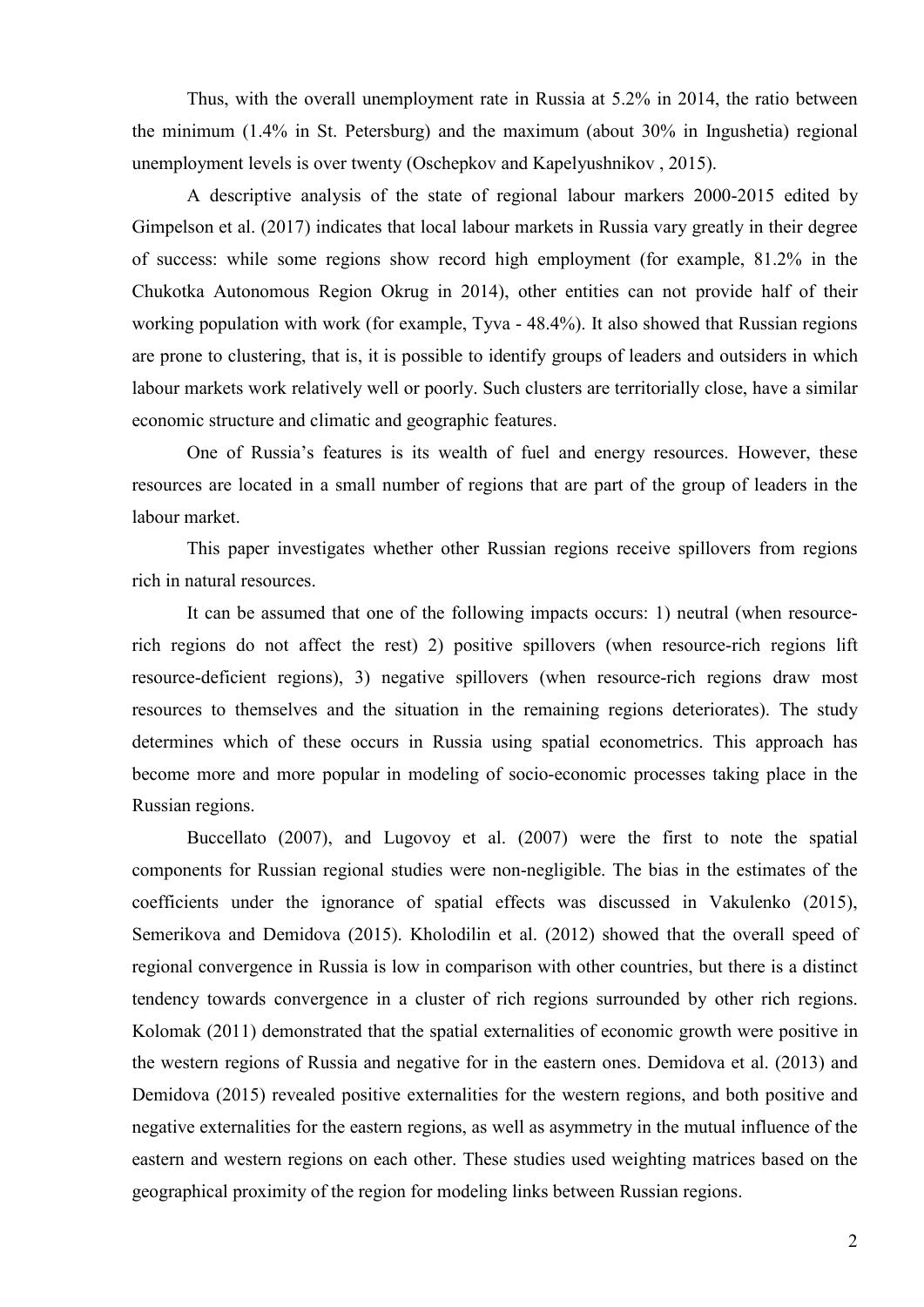Thus, with the overall unemployment rate in Russia at 5.2% in 2014, the ratio between the minimum (1.4% in St. Petersburg) and the maximum (about 30% in Ingushetia) regional unemployment levels is over twenty (Oschepkov and Kapelyushnikov , 2015).

A descriptive analysis of the state of regional labour markers 2000-2015 edited by Gimpelson et al. (2017) indicates that local labour markets in Russia vary greatly in their degree of success: while some regions show record high employment (for example, 81.2% in the Chukotka Autonomous Region Okrug in 2014), other entities can not provide half of their working population with work (for example, Tyva - 48.4%). It also showed that Russian regions are prone to clustering, that is, it is possible to identify groups of leaders and outsiders in which labour markets work relatively well or poorly. Such clusters are territorially close, have a similar economic structure and climatic and geographic features.

One of Russia's features is its wealth of fuel and energy resources. However, these resources are located in a small number of regions that are part of the group of leaders in the labour market.

This paper investigates whether other Russian regions receive spillovers from regions rich in natural resources.

It can be assumed that one of the following impacts occurs: 1) neutral (when resource-rich regions do not affect the rest) 2) positive spillovers (when resource-rich regions lift resource-deficient regions), 3) negative spillovers (when resource-rich regions draw most resources to themselves and the situation in the remaining regions deteriorates). The study determines which of these occurs in Russia using spatial econometrics. This approach has become more and more popular in modeling of socio-economic processes taking place in the Russian regions.

Buccellato (2007), and Lugovoy et al. (2007) were the first to note the spatial components for Russian regional studies were non-negligible. The bias in the estimates of the coefficients under the ignorance of spatial effects was discussed in Vakulenko (2015), Semerikova and Demidova (2015). Kholodilin et al. (2012) showed that the overall speed of regional convergence in Russia is low in comparison with other countries, but there is a distinct tendency towards convergence in a cluster of rich regions surrounded by other rich regions. Kolomak (2011) demonstrated that the spatial externalities of economic growth were positive in the western regions of Russia and negative for in the eastern ones. Demidova et al. (2013) and Demidova (2015) revealed positive externalities for the western regions, and both positive and negative externalities for the eastern regions, as well as asymmetry in the mutual influence of the eastern and western regions on each other. These studies used weighting matrices based on the geographical proximity of the region for modeling links between Russian regions.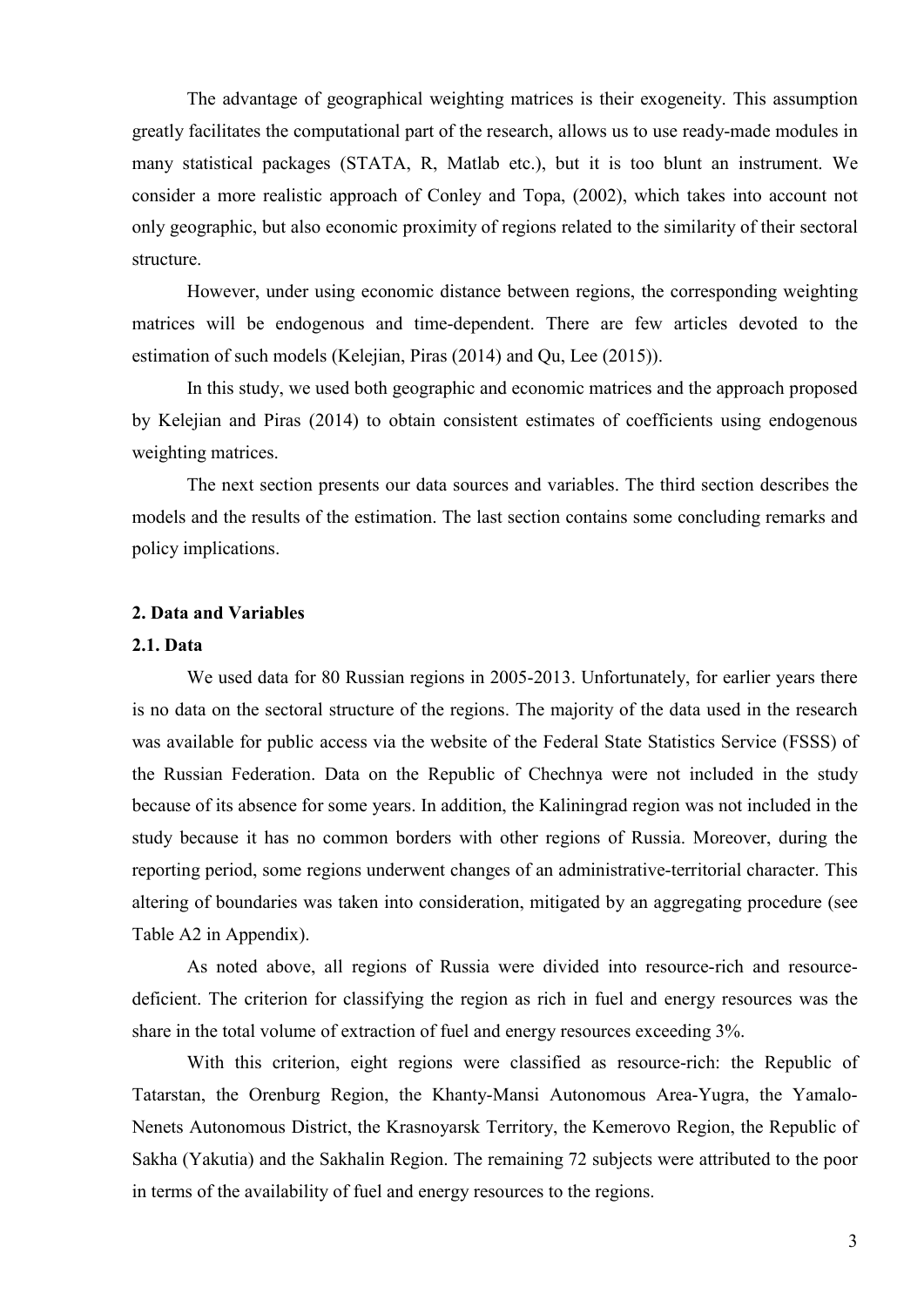The advantage of geographical weighting matrices is their exogeneity. This assumption greatly facilitates the computational part of the research, allows us to use ready-made modules in many statistical packages (STATA, R, Matlab etc.), but it is too blunt an instrument. We consider a more realistic approach of Conley and Topa, (2002), which takes into account not only geographic, but also economic proximity of regions related to the similarity of their sectoral structure.

However, under using economic distance between regions, the corresponding weighting matrices will be endogenous and time-dependent. There are few articles devoted to the estimation of such models (Kelejian, Piras (2014) and Qu, Lee (2015)).

In this study, we used both geographic and economic matrices and the approach proposed by Kelejian and Piras (2014) to obtain consistent estimates of coefficients using endogenous weighting matrices.

The next section presents our data sources and variables. The third section describes the models and the results of the estimation. The last section contains some concluding remarks and policy implications.

## 2. Data and Variables

### 2.1. Data

We used data for 80 Russian regions in 2005-2013. Unfortunately, for earlier years there is no data on the sectoral structure of the regions. The majority of the data used in the research was available for public access via the website of the Federal State Statistics Service (FSSS) of the Russian Federation. Data on the Republic of Chechnya were not included in the study because of its absence for some years. In addition, the Kaliningrad region was not included in the study because it has no common borders with other regions of Russia. Moreover, during the reporting period, some regions underwent changes of an administrative-territorial character. This altering of boundaries was taken into consideration, mitigated by an aggregating procedure (see Table A2 in Appendix).

As noted above, all regions of Russia were divided into resource-rich and resource-deficient. The criterion for classifying the region as rich in fuel and energy resources was the share in the total volume of extraction of fuel and energy resources exceeding 3%.

With this criterion, eight regions were classified as resource-rich: the Republic of Tatarstan, the Orenburg Region, the Khanty-Mansi Autonomous Area-Yugra, the Yamalo-Nenets Autonomous District, the Krasnoyarsk Territory, the Kemerovo Region, the Republic of Sakha (Yakutia) and the Sakhalin Region. The remaining 72 subjects were attributed to the poor in terms of the availability of fuel and energy resources to the regions.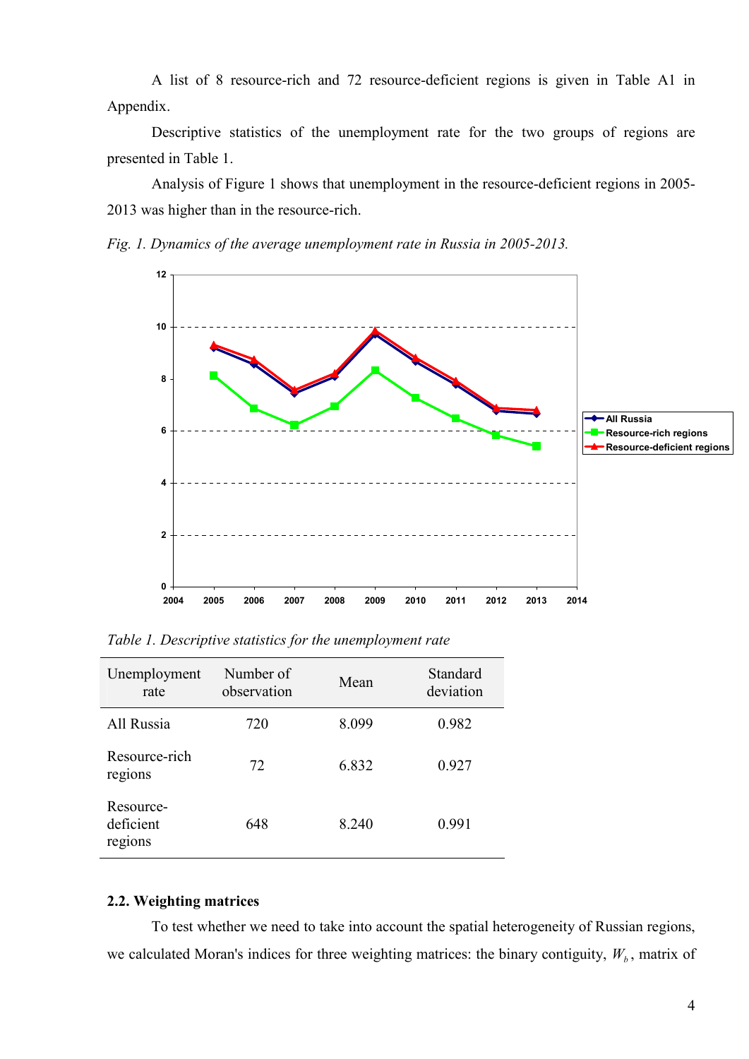A list of 8 resource-rich and 72 resource-deficient regions is given in Table A1 in Appendix.

Descriptive statistics of the unemployment rate for the two groups of regions are presented in Table 1.

Analysis of Figure 1 shows that unemployment in the resource-deficient regions in 2005-2013 was higher than in the resource-rich.

*Fig. 1. Dynamics of the average unemployment rate in Russia in 2005-2013.*

*Table 1. Descriptive statistics for the unemployment rate*

| Unemployment rate | Number of observation | Mean | Standard deviation |
|---|---|---|---|
| All Russia | 720 | 8.099 | 0.982 |
| Resource-rich regions | 72 | 6.832 | 0.927 |
| Resource-deficient regions | 648 | 8.240 | 0.991 |

### 2.2. Weighting matrices

To test whether we need to take into account the spatial heterogeneity of Russian regions, we calculated Moran's indices for three weighting matrices: the binary contiguity, $W_b$, matrix of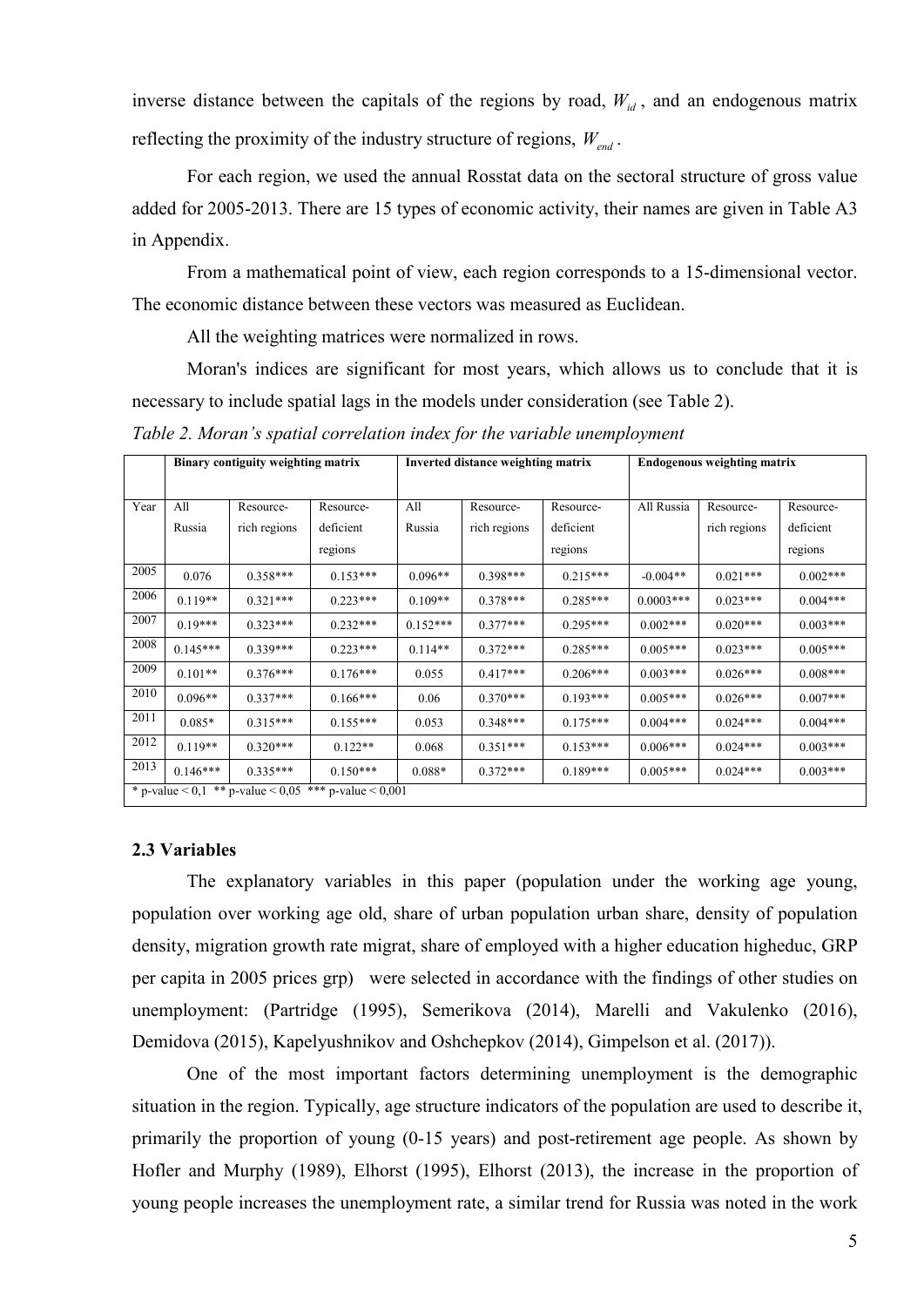inverse distance between the capitals of the regions by road, $W_{id}$, and an endogenous matrix reflecting the proximity of the industry structure of regions, $W_{end}$.

For each region, we used the annual Rosstat data on the sectoral structure of gross value added for 2005-2013. There are 15 types of economic activity, their names are given in Table A3 in Appendix.

From a mathematical point of view, each region corresponds to a 15-dimensional vector. The economic distance between these vectors was measured as Euclidean.

All the weighting matrices were normalized in rows.

Moran's indices are significant for most years, which allows us to conclude that it is necessary to include spatial lags in the models under consideration (see Table 2).

*Table 2. Moran's spatial correlation index for the variable unemployment*

| | **Binary contiguity weighting matrix** | | | **Inverted distance weighting matrix** | | | **Endogenous weighting matrix** | | |
|---|---|---|---|---|---|---|---|---|---|
| Year | All Russia | Resource-rich regions | Resource-deficient regions | All Russia | Resource-rich regions | Resource-deficient regions | All Russia | Resource-rich regions | Resource-deficient regions |
| 2005 | 0.076 | 0.358*** | 0.153*** | 0.096** | 0.398*** | 0.215*** | -0.004** | 0.021*** | 0.002*** |
| 2006 | 0.119** | 0.321*** | 0.223*** | 0.109** | 0.378*** | 0.285*** | 0.0003*** | 0.023*** | 0.004*** |
| 2007 | 0.19*** | 0.323*** | 0.232*** | 0.152*** | 0.377*** | 0.295*** | 0.002*** | 0.020*** | 0.003*** |
| 2008 | 0.145*** | 0.339*** | 0.223*** | 0.114** | 0.372*** | 0.285*** | 0.005*** | 0.023*** | 0.005*** |
| 2009 | 0.101** | 0.376*** | 0.176*** | 0.055 | 0.417*** | 0.206*** | 0.003*** | 0.026*** | 0.008*** |
| 2010 | 0.096** | 0.337*** | 0.166*** | 0.06 | 0.370*** | 0.193*** | 0.005*** | 0.026*** | 0.007*** |
| 2011 | 0.085* | 0.315*** | 0.155*** | 0.053 | 0.348*** | 0.175*** | 0.004*** | 0.024*** | 0.004*** |
| 2012 | 0.119** | 0.320*** | 0.122** | 0.068 | 0.351*** | 0.153*** | 0.006*** | 0.024*** | 0.003*** |
| 2013 | 0.146*** | 0.335*** | 0.150*** | 0.088* | 0.372*** | 0.189*** | 0.005*** | 0.024*** | 0.003*** |

\* p-value < 0,1 ** p-value < 0,05 *** p-value < 0,001

### 2.3 Variables

The explanatory variables in this paper (population under the working age young, population over working age old, share of urban population urban share, density of population density, migration growth rate migrat, share of employed with a higher education higheduc, GRP per capita in 2005 prices grp) were selected in accordance with the findings of other studies on unemployment: (Partridge (1995), Semerikova (2014), Marelli and Vakulenko (2016), Demidova (2015), Kapelyushnikov and Oshchepkov (2014), Gimpelson et al. (2017)).

One of the most important factors determining unemployment is the demographic situation in the region. Typically, age structure indicators of the population are used to describe it, primarily the proportion of young (0-15 years) and post-retirement age people. As shown by Hofler and Murphy (1989), Elhorst (1995), Elhorst (2013), the increase in the proportion of young people increases the unemployment rate, a similar trend for Russia was noted in the work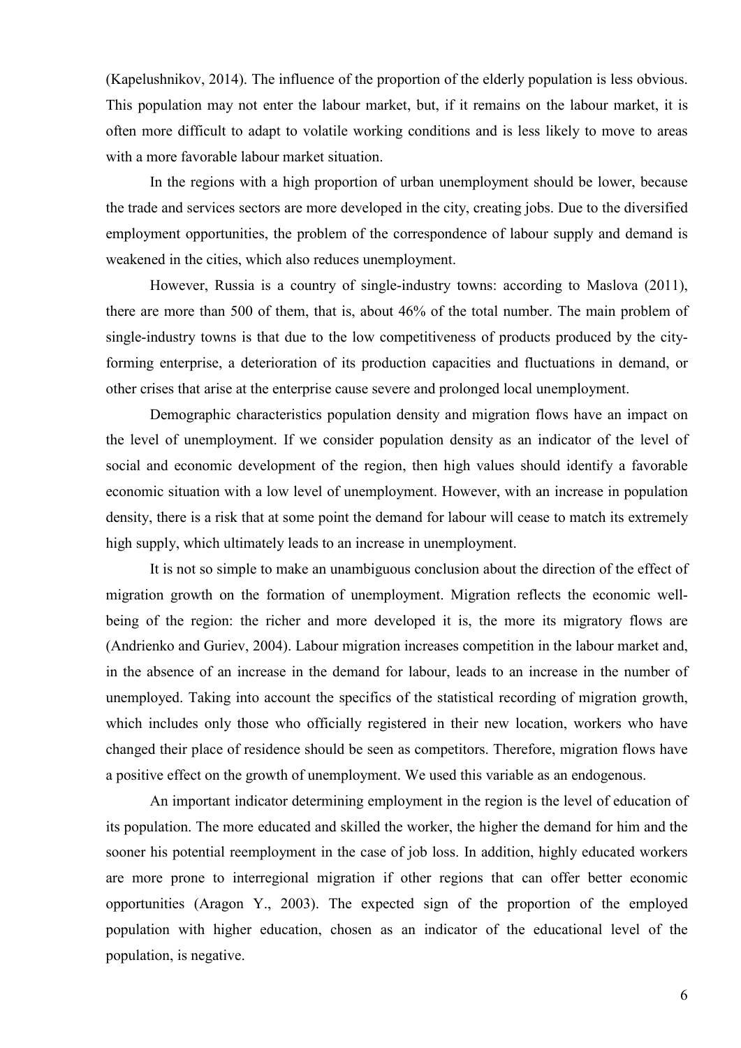(Kapelushnikov, 2014). The influence of the proportion of the elderly population is less obvious. This population may not enter the labour market, but, if it remains on the labour market, it is often more difficult to adapt to volatile working conditions and is less likely to move to areas with a more favorable labour market situation.

In the regions with a high proportion of urban unemployment should be lower, because the trade and services sectors are more developed in the city, creating jobs. Due to the diversified employment opportunities, the problem of the correspondence of labour supply and demand is weakened in the cities, which also reduces unemployment.

However, Russia is a country of single-industry towns: according to Maslova (2011), there are more than 500 of them, that is, about 46% of the total number. The main problem of single-industry towns is that due to the low competitiveness of products produced by the city-forming enterprise, a deterioration of its production capacities and fluctuations in demand, or other crises that arise at the enterprise cause severe and prolonged local unemployment.

Demographic characteristics population density and migration flows have an impact on the level of unemployment. If we consider population density as an indicator of the level of social and economic development of the region, then high values should identify a favorable economic situation with a low level of unemployment. However, with an increase in population density, there is a risk that at some point the demand for labour will cease to match its extremely high supply, which ultimately leads to an increase in unemployment.

It is not so simple to make an unambiguous conclusion about the direction of the effect of migration growth on the formation of unemployment. Migration reflects the economic well-being of the region: the richer and more developed it is, the more its migratory flows are (Andrienko and Guriev, 2004). Labour migration increases competition in the labour market and, in the absence of an increase in the demand for labour, leads to an increase in the number of unemployed. Taking into account the specifics of the statistical recording of migration growth, which includes only those who officially registered in their new location, workers who have changed their place of residence should be seen as competitors. Therefore, migration flows have a positive effect on the growth of unemployment. We used this variable as an endogenous.

An important indicator determining employment in the region is the level of education of its population. The more educated and skilled the worker, the higher the demand for him and the sooner his potential reemployment in the case of job loss. In addition, highly educated workers are more prone to interregional migration if other regions that can offer better economic opportunities (Aragon Y., 2003). The expected sign of the proportion of the employed population with higher education, chosen as an indicator of the educational level of the population, is negative.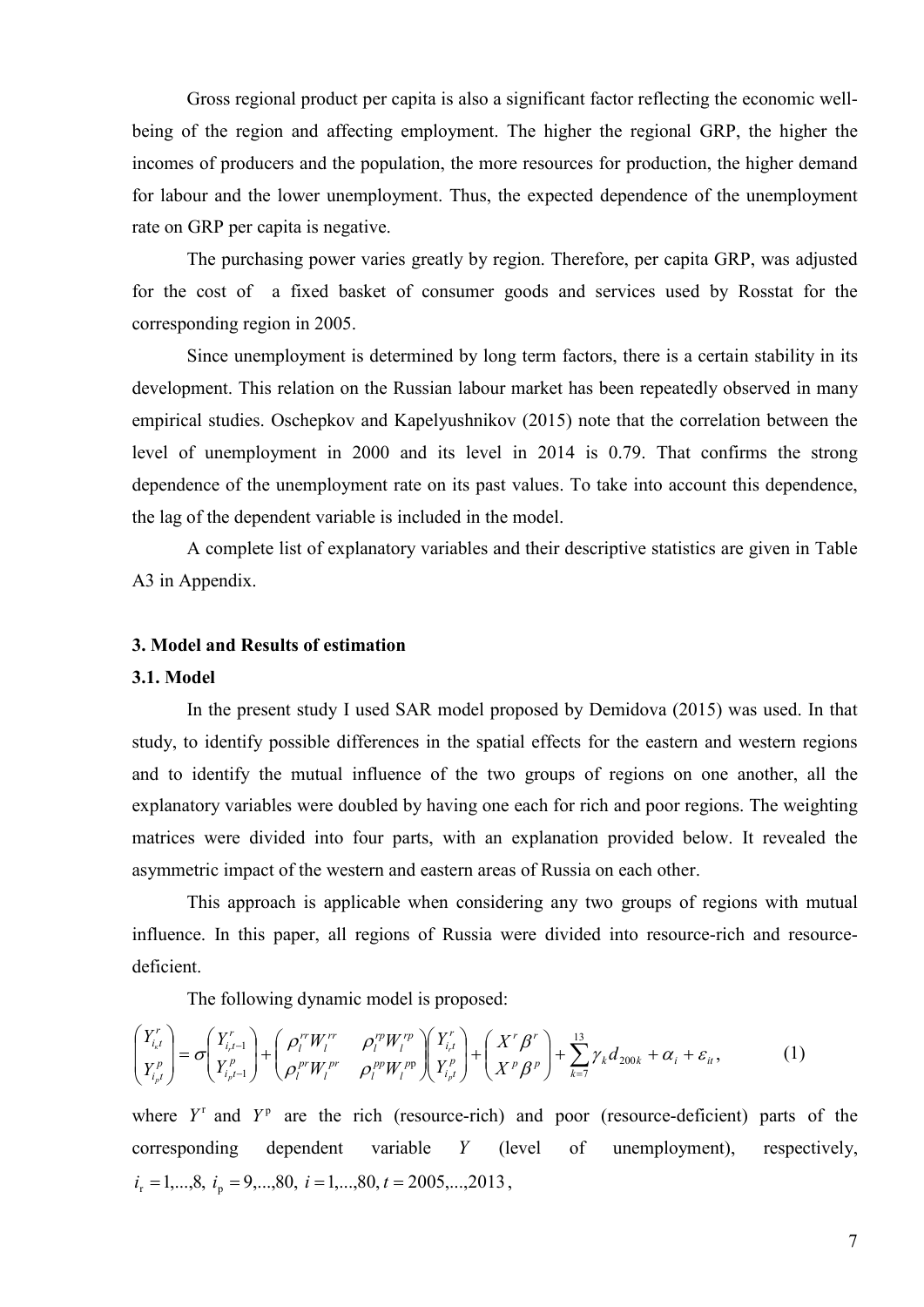Gross regional product per capita is also a significant factor reflecting the economic well-being of the region and affecting employment. The higher the regional GRP, the higher the incomes of producers and the population, the more resources for production, the higher demand for labour and the lower unemployment. Thus, the expected dependence of the unemployment rate on GRP per capita is negative.

The purchasing power varies greatly by region. Therefore, per capita GRP, was adjusted for the cost of a fixed basket of consumer goods and services used by Rosstat for the corresponding region in 2005.

Since unemployment is determined by long term factors, there is a certain stability in its development. This relation on the Russian labour market has been repeatedly observed in many empirical studies. Oschepkov and Kapelyushnikov (2015) note that the correlation between the level of unemployment in 2000 and its level in 2014 is 0.79. That confirms the strong dependence of the unemployment rate on its past values. To take into account this dependence, the lag of the dependent variable is included in the model.

A complete list of explanatory variables and their descriptive statistics are given in Table A3 in Appendix.

## 3. Model and Results of estimation

### 3.1. Model

In the present study I used SAR model proposed by Demidova (2015) was used. In that study, to identify possible differences in the spatial effects for the eastern and western regions and to identify the mutual influence of the two groups of regions on one another, all the explanatory variables were doubled by having one each for rich and poor regions. The weighting matrices were divided into four parts, with an explanation provided below. It revealed the asymmetric impact of the western and eastern areas of Russia on each other.

This approach is applicable when considering any two groups of regions with mutual influence. In this paper, all regions of Russia were divided into resource-rich and resource-deficient.

The following dynamic model is proposed:

$$\begin{pmatrix} Y_{i_r t}^{r} \\ Y_{i_p t}^{p} \end{pmatrix} = \sigma \begin{pmatrix} Y_{i_r t-1}^{r} \\ Y_{i_p t-1}^{p} \end{pmatrix} + \begin{pmatrix} \rho_l^{rr} W_l^{rr} & \rho_l^{rp} W_l^{rp} \\ \rho_l^{pr} W_l^{pr} & \rho_l^{pp} W_l^{pp} \end{pmatrix} \begin{pmatrix} Y_{i_r t}^{r} \\ Y_{i_p t}^{p} \end{pmatrix} + \begin{pmatrix} X^{r} \beta^{r} \\ X^{p} \beta^{p} \end{pmatrix} + \sum_{k=7}^{13} \gamma_k d_{200k} + \alpha_i + \varepsilon_{it}, \tag{1}$$

where $Y^{r}$ and $Y^{p}$ are the rich (resource-rich) and poor (resource-deficient) parts of the corresponding dependent variable $Y$ (level of unemployment), respectively, $i_r = 1,...,8,\ i_p = 9,...,80,\ i = 1,...,80,\ t = 2005,...,2013$,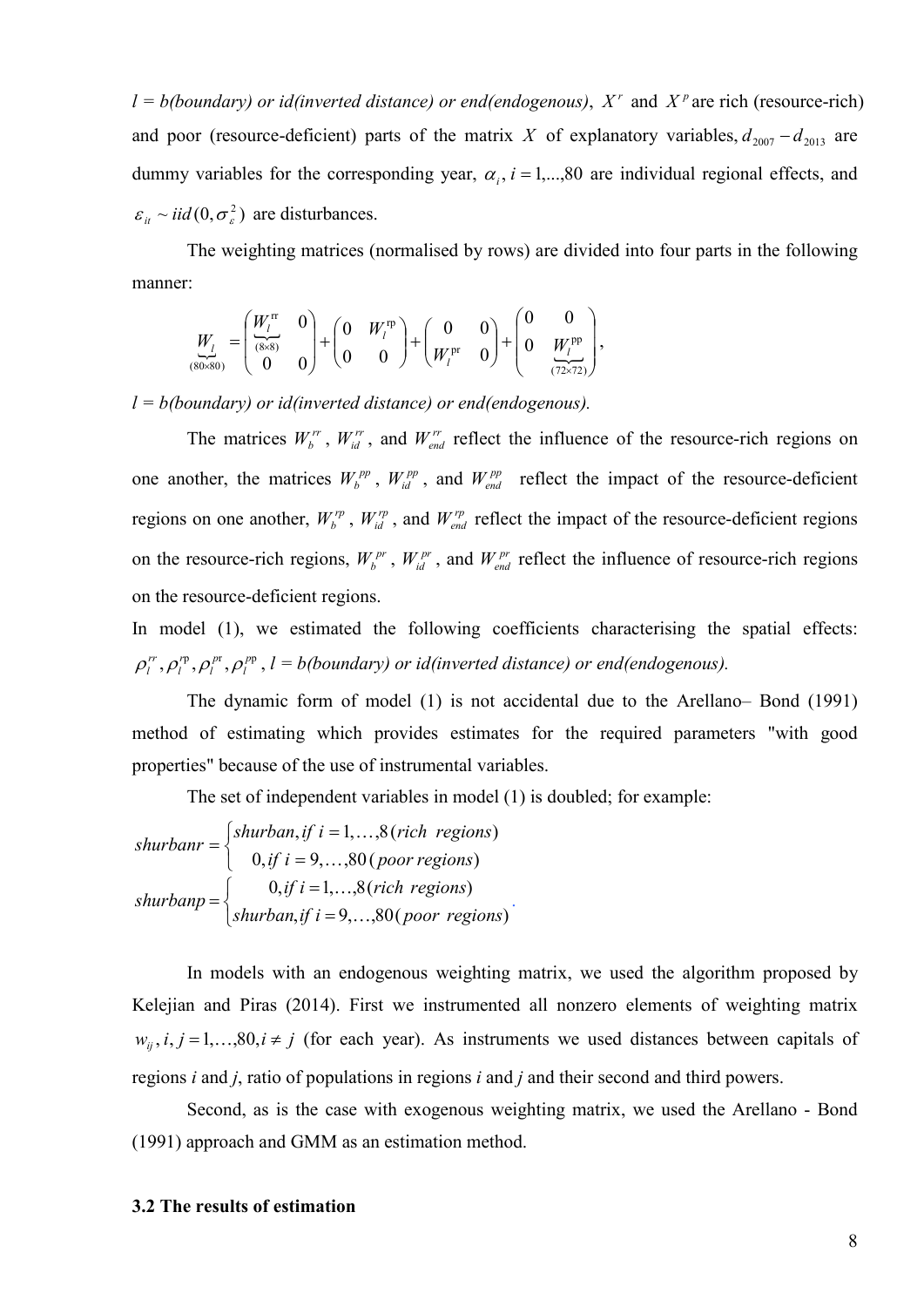*l = b(boundary) or id(inverted distance) or end(endogenous)*, $X^r$ and $X^p$ are rich (resource-rich) and poor (resource-deficient) parts of the matrix $X$ of explanatory variables, $d_{2007} - d_{2013}$ are dummy variables for the corresponding year, $\alpha_i$, $i = 1,...,80$ are individual regional effects, and $\varepsilon_{it} \sim iid(0, \sigma_\varepsilon^2)$ are disturbances.

The weighting matrices (normalised by rows) are divided into four parts in the following manner:

$$\underbrace{W_l}_{(80\times 80)} = \begin{pmatrix} \underbrace{W_l^{\text{rr}}}_{(8\times 8)} & 0 \\ 0 & 0 \end{pmatrix} + \begin{pmatrix} 0 & W_l^{\text{rp}} \\ 0 & 0 \end{pmatrix} + \begin{pmatrix} 0 & 0 \\ W_l^{\text{pr}} & 0 \end{pmatrix} + \begin{pmatrix} 0 & 0 \\ 0 & \underbrace{W_l^{\text{pp}}}_{(72\times 72)} \end{pmatrix},$$

*l = b(boundary) or id(inverted distance) or end(endogenous).*

The matrices $W_b^{rr}$, $W_{id}^{rr}$, and $W_{end}^{rr}$ reflect the influence of the resource-rich regions on one another, the matrices $W_b^{pp}$, $W_{id}^{pp}$, and $W_{end}^{pp}$ reflect the impact of the resource-deficient regions on one another, $W_b^{rp}$, $W_{id}^{rp}$, and $W_{end}^{rp}$ reflect the impact of the resource-deficient regions on the resource-rich regions, $W_b^{pr}$, $W_{id}^{pr}$, and $W_{end}^{pr}$ reflect the influence of resource-rich regions on the resource-deficient regions.

In model (1), we estimated the following coefficients characterising the spatial effects: $\rho_l^{rr}, \rho_l^{\text{rp}}, \rho_l^{\text{pr}}, \rho_l^{\text{pp}}$, *l = b(boundary) or id(inverted distance) or end(endogenous).*

The dynamic form of model (1) is not accidental due to the Arellano– Bond (1991) method of estimating which provides estimates for the required parameters "with good properties" because of the use of instrumental variables.

The set of independent variables in model (1) is doubled; for example:

$$shurbanr = \begin{cases} shurban, if\ i = 1,\ldots,8\,(rich\ \ regions) \\ \quad 0, if\ i = 9,\ldots,80\,(\,poor\, regions) \end{cases}$$

$$shurbanp = \begin{cases} \quad 0, if\ i = 1,\ldots,8\,(rich\ \ regions) \\ shurban, if\ i = 9,\ldots,80\,(\,poor\ \ regions) \end{cases}.$$

In models with an endogenous weighting matrix, we used the algorithm proposed by Kelejian and Piras (2014). First we instrumented all nonzero elements of weighting matrix $w_{ij}, i, j = 1,\ldots,80, i \neq j$ (for each year). As instruments we used distances between capitals of regions *i* and *j*, ratio of populations in regions *i* and *j* and their second and third powers.

Second, as is the case with exogenous weighting matrix, we used the Arellano - Bond (1991) approach and GMM as an estimation method.

### 3.2 The results of estimation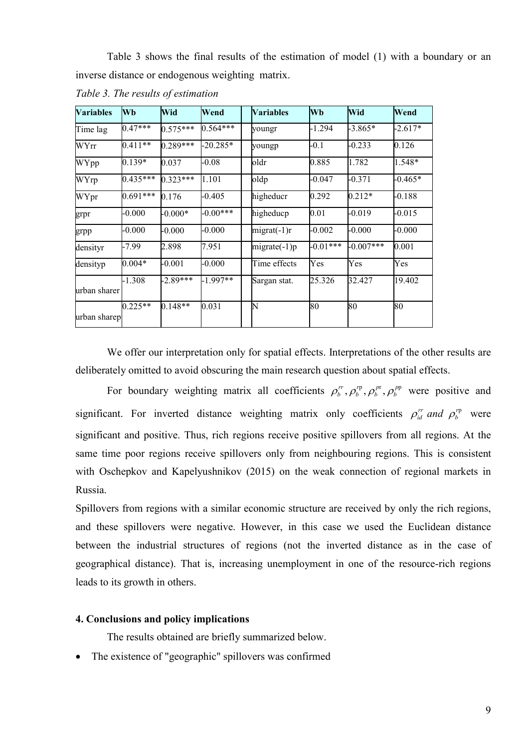Table 3 shows the final results of the estimation of model (1) with a boundary or an inverse distance or endogenous weighting matrix.

*Table 3. The results of estimation*

| Variables | Wb | Wid | Wend | | Variables | Wb | Wid | Wend |
|---|---|---|---|---|---|---|---|---|
| Time lag | 0.47*** | 0.575*** | 0.564*** | | youngr | -1.294 | -3.865* | -2.617* |
| WYrr | 0.411** | 0.289*** | -20.285* | | youngp | -0.1 | -0.233 | 0.126 |
| WYpp | 0.139* | 0.037 | -0.08 | | oldr | 0.885 | 1.782 | 1.548* |
| WYrp | 0.435*** | 0.323*** | 1.101 | | oldp | -0.047 | -0.371 | -0.465* |
| WYpr | 0.691*** | 0.176 | -0.405 | | higheducr | 0.292 | 0.212* | -0.188 |
| grpr | -0.000 | -0.000* | -0.00*** | | higheducp | 0.01 | -0.019 | -0.015 |
| grpp | -0.000 | -0.000 | -0.000 | | migrat(-1)r | -0.002 | -0.000 | -0.000 |
| densityr | -7.99 | 2.898 | 7.951 | | migrate(-1)p | -0.01*** | -0.007*** | 0.001 |
| densityp | 0.004* | -0.001 | -0.000 | | Time effects | Yes | Yes | Yes |
| urban sharer | -1.308 | -2.89*** | -1.997** | | Sargan stat. | 25.326 | 32.427 | 19.402 |
| urban sharep | 0.225** | 0.148** | 0.031 | | N | 80 | 80 | 80 |

We offer our interpretation only for spatial effects. Interpretations of the other results are deliberately omitted to avoid obscuring the main research question about spatial effects.

For boundary weighting matrix all coefficients $\rho_b^{rr}, \rho_b^{rp}, \rho_b^{pr}, \rho_b^{pp}$ were positive and significant. For inverted distance weighting matrix only coefficients $\rho_{id}^{rr}$ *and* $\rho_b^{rp}$ were significant and positive. Thus, rich regions receive positive spillovers from all regions. At the same time poor regions receive spillovers only from neighbouring regions. This is consistent with Oschepkov and Kapelyushnikov (2015) on the weak connection of regional markets in Russia.

Spillovers from regions with a similar economic structure are received by only the rich regions, and these spillovers were negative. However, in this case we used the Euclidean distance between the industrial structures of regions (not the inverted distance as in the case of geographical distance). That is, increasing unemployment in one of the resource-rich regions leads to its growth in others.

## 4. Conclusions and policy implications

The results obtained are briefly summarized below.

- The existence of "geographic" spillovers was confirmed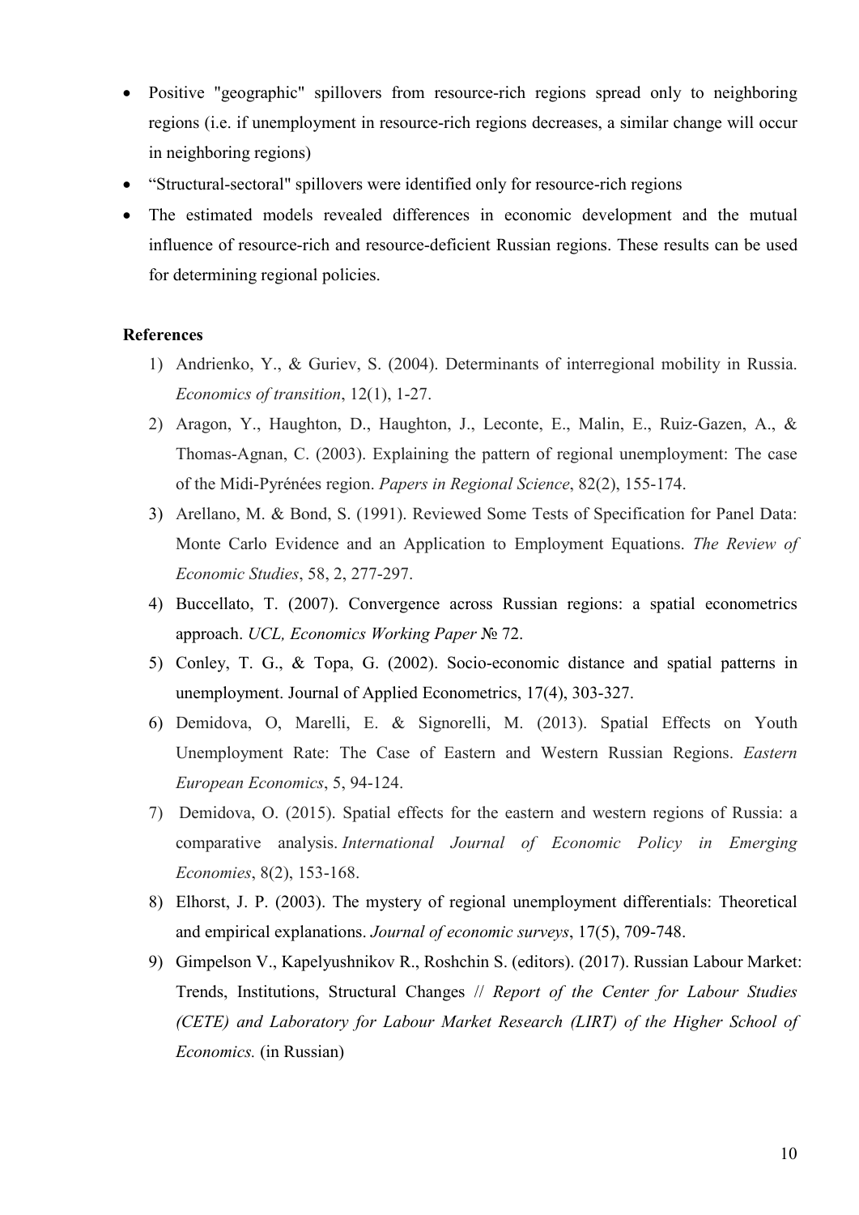- Positive "geographic" spillovers from resource-rich regions spread only to neighboring regions (i.e. if unemployment in resource-rich regions decreases, a similar change will occur in neighboring regions)
- "Structural-sectoral" spillovers were identified only for resource-rich regions
- The estimated models revealed differences in economic development and the mutual influence of resource-rich and resource-deficient Russian regions. These results can be used for determining regional policies.

**References**

1) Andrienko, Y., & Guriev, S. (2004). Determinants of interregional mobility in Russia. *Economics of transition*, 12(1), 1-27.
2) Aragon, Y., Haughton, D., Haughton, J., Leconte, E., Malin, E., Ruiz‐Gazen, A., & Thomas‐Agnan, C. (2003). Explaining the pattern of regional unemployment: The case of the Midi‐Pyrénées region. *Papers in Regional Science*, 82(2), 155-174.
3) Arellano, M. & Bond, S. (1991). Reviewed Some Tests of Specification for Panel Data: Monte Carlo Evidence and an Application to Employment Equations. *The Review of Economic Studies*, 58, 2, 277-297.
4) Buccellato, T. (2007). Convergence across Russian regions: a spatial econometrics approach. *UCL, Economics Working Paper* № 72.
5) Conley, T. G., & Topa, G. (2002). Socio‐economic distance and spatial patterns in unemployment. Journal of Applied Econometrics, 17(4), 303-327.
6) Demidova, O, Marelli, E. & Signorelli, M. (2013). Spatial Effects on Youth Unemployment Rate: The Case of Eastern and Western Russian Regions. *Eastern European Economics*, 5, 94-124.
7) Demidova, O. (2015). Spatial effects for the eastern and western regions of Russia: a comparative analysis. *International Journal of Economic Policy in Emerging Economies*, 8(2), 153-168.
8) Elhorst, J. P. (2003). The mystery of regional unemployment differentials: Theoretical and empirical explanations. *Journal of economic surveys*, 17(5), 709-748.
9) Gimpelson V., Kapelyushnikov R., Roshchin S. (editors). (2017). Russian Labour Market: Trends, Institutions, Structural Changes // *Report of the Center for Labour Studies (CETE) and Laboratory for Labour Market Research (LIRT) of the Higher School of Economics.* (in Russian)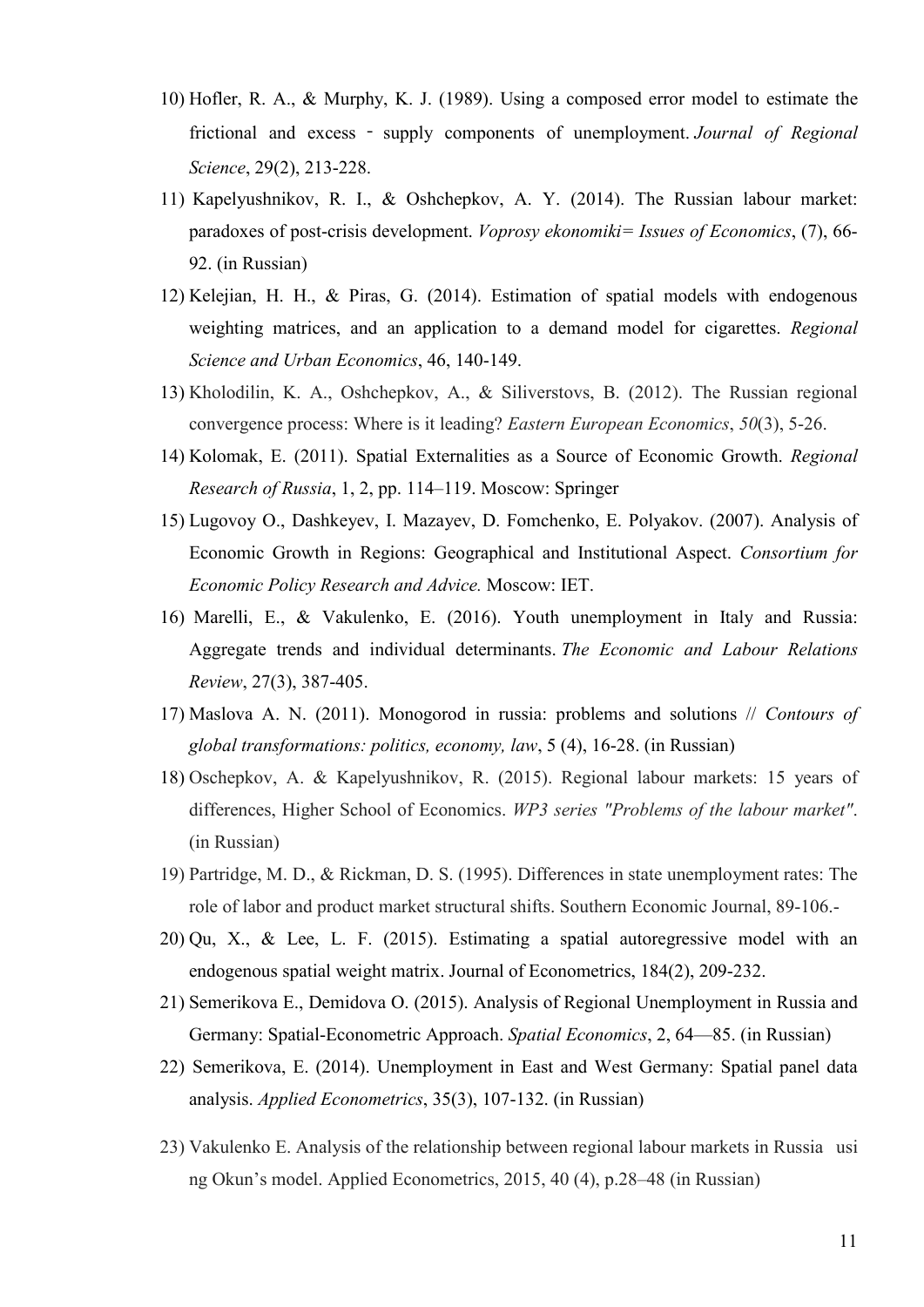10) Hofler, R. A., & Murphy, K. J. (1989). Using a composed error model to estimate the frictional and excess - supply components of unemployment. *Journal of Regional Science*, 29(2), 213-228.
11) Kapelyushnikov, R. I., & Oshchepkov, A. Y. (2014). The Russian labour market: paradoxes of post-crisis development. *Voprosy ekonomiki= Issues of Economics*, (7), 66-92. (in Russian)
12) Kelejian, H. H., & Piras, G. (2014). Estimation of spatial models with endogenous weighting matrices, and an application to a demand model for cigarettes. *Regional Science and Urban Economics*, 46, 140-149.
13) Kholodilin, K. A., Oshchepkov, A., & Siliverstovs, B. (2012). The Russian regional convergence process: Where is it leading? *Eastern European Economics*, *50*(3), 5-26.
14) Kolomak, E. (2011). Spatial Externalities as a Source of Economic Growth. *Regional Research of Russia*, 1, 2, pp. 114–119. Moscow: Springer
15) Lugovoy O., Dashkeyev, I. Mazayev, D. Fomchenko, E. Polyakov. (2007). Analysis of Economic Growth in Regions: Geographical and Institutional Aspect. *Consortium for Economic Policy Research and Advice.* Moscow: IET.
16) Marelli, E., & Vakulenko, E. (2016). Youth unemployment in Italy and Russia: Aggregate trends and individual determinants. *The Economic and Labour Relations Review*, 27(3), 387-405.
17) Maslova A. N. (2011). Monogorod in russia: problems and solutions // *Contours of global transformations: politics, economy, law*, 5 (4), 16-28. (in Russian)
18) Oschepkov, A. & Kapelyushnikov, R. (2015). Regional labour markets: 15 years of differences, Higher School of Economics. *WP3 series "Problems of the labour market"*. (in Russian)
19) Partridge, M. D., & Rickman, D. S. (1995). Differences in state unemployment rates: The role of labor and product market structural shifts. Southern Economic Journal, 89-106.-
20) Qu, X., & Lee, L. F. (2015). Estimating a spatial autoregressive model with an endogenous spatial weight matrix. Journal of Econometrics, 184(2), 209-232.
21) Semerikova E., Demidova O. (2015). Analysis of Regional Unemployment in Russia and Germany: Spatial-Econometric Approach. *Spatial Economics*, 2, 64—85. (in Russian)
22) Semerikova, E. (2014). Unemployment in East and West Germany: Spatial panel data analysis. *Applied Econometrics*, 35(3), 107-132. (in Russian)
23) Vakulenko E. Analysis of the relationship between regional labour markets in Russia usi ng Okun's model. Applied Econometrics, 2015, 40 (4), p.28–48 (in Russian)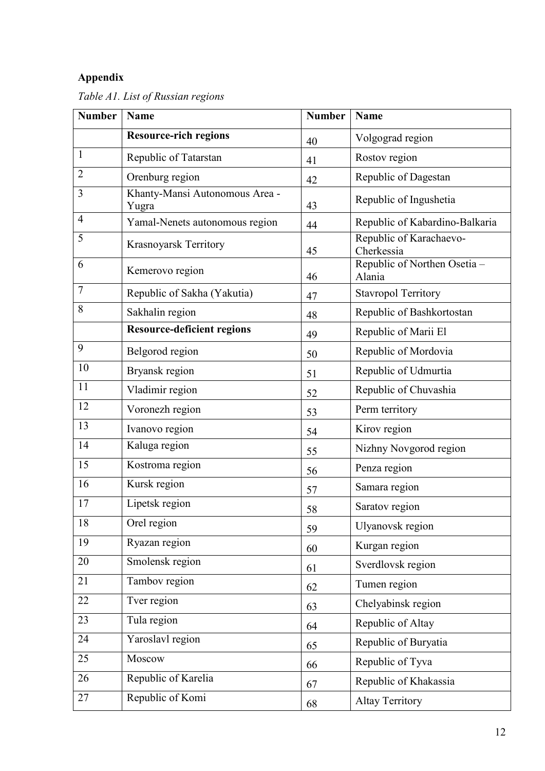**Appendix**

*Table A1. List of Russian regions*

| Number | Name | Number | Name |
|---|---|---|---|
| | **Resource-rich regions** | 40 | Volgograd region |
| 1 | Republic of Tatarstan | 41 | Rostov region |
| 2 | Orenburg region | 42 | Republic of Dagestan |
| 3 | Khanty-Mansi Autonomous Area - Yugra | 43 | Republic of Ingushetia |
| 4 | Yamal-Nenets autonomous region | 44 | Republic of Kabardino-Balkaria |
| 5 | Krasnoyarsk Territory | 45 | Republic of Karachaevo-Cherkessia |
| 6 | Kemerovo region | 46 | Republic of Northen Osetia – Alania |
| 7 | Republic of Sakha (Yakutia) | 47 | Stavropol Territory |
| 8 | Sakhalin region | 48 | Republic of Bashkortostan |
| | **Resource-deficient regions** | 49 | Republic of Marii El |
| 9 | Belgorod region | 50 | Republic of Mordovia |
| 10 | Bryansk region | 51 | Republic of Udmurtia |
| 11 | Vladimir region | 52 | Republic of Chuvashia |
| 12 | Voronezh region | 53 | Perm territory |
| 13 | Ivanovo region | 54 | Kirov region |
| 14 | Kaluga region | 55 | Nizhny Novgorod region |
| 15 | Kostroma region | 56 | Penza region |
| 16 | Kursk region | 57 | Samara region |
| 17 | Lipetsk region | 58 | Saratov region |
| 18 | Orel region | 59 | Ulyanovsk region |
| 19 | Ryazan region | 60 | Kurgan region |
| 20 | Smolensk region | 61 | Sverdlovsk region |
| 21 | Tambov region | 62 | Tumen region |
| 22 | Tver region | 63 | Chelyabinsk region |
| 23 | Tula region | 64 | Republic of Altay |
| 24 | Yaroslavl region | 65 | Republic of Buryatia |
| 25 | Moscow | 66 | Republic of Tyva |
| 26 | Republic of Karelia | 67 | Republic of Khakassia |
| 27 | Republic of Komi | 68 | Altay Territory |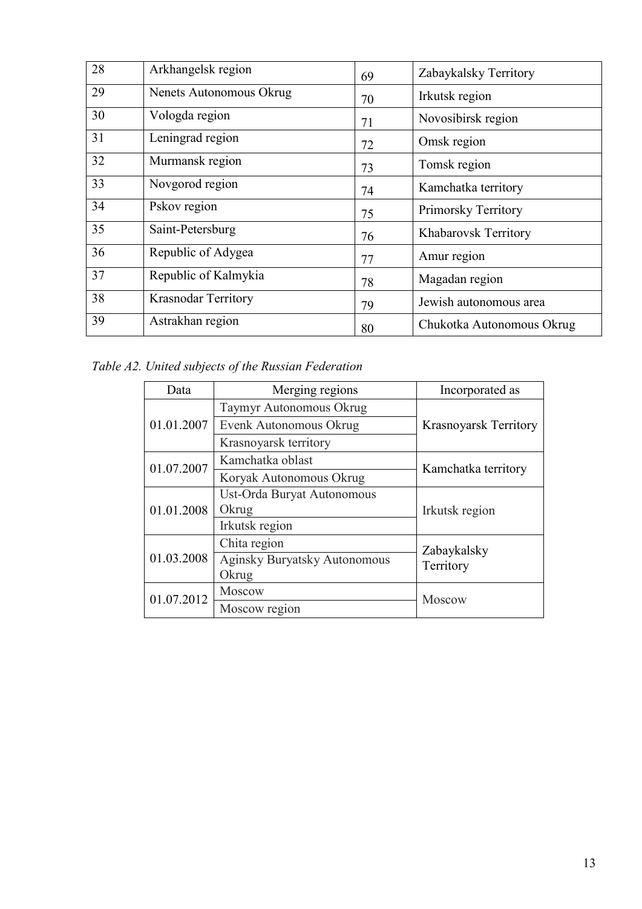| 28 | Arkhangelsk region | 69 | Zabaykalsky Territory |
|---|---|---|---|
| 29 | Nenets Autonomous Okrug | 70 | Irkutsk region |
| 30 | Vologda region | 71 | Novosibirsk region |
| 31 | Leningrad region | 72 | Omsk region |
| 32 | Murmansk region | 73 | Tomsk region |
| 33 | Novgorod region | 74 | Kamchatka territory |
| 34 | Pskov region | 75 | Primorsky Territory |
| 35 | Saint-Petersburg | 76 | Khabarovsk Territory |
| 36 | Republic of Adygea | 77 | Amur region |
| 37 | Republic of Kalmykia | 78 | Magadan region |
| 38 | Krasnodar Territory | 79 | Jewish autonomous area |
| 39 | Astrakhan region | 80 | Chukotka Autonomous Okrug |

*Table A2. United subjects of the Russian Federation*

| Data | Merging regions | Incorporated as |
|---|---|---|
| 01.01.2007 | Taymyr Autonomous Okrug | Krasnoyarsk Territory |
| | Evenk Autonomous Okrug | |
| | Krasnoyarsk territory | |
| 01.07.2007 | Kamchatka oblast | Kamchatka territory |
| | Koryak Autonomous Okrug | |
| 01.01.2008 | Ust-Orda Buryat Autonomous Okrug | Irkutsk region |
| | Irkutsk region | |
| 01.03.2008 | Chita region | Zabaykalsky Territory |
| | Aginsky Buryatsky Autonomous Okrug | |
| 01.07.2012 | Moscow | Moscow |
| | Moscow region | |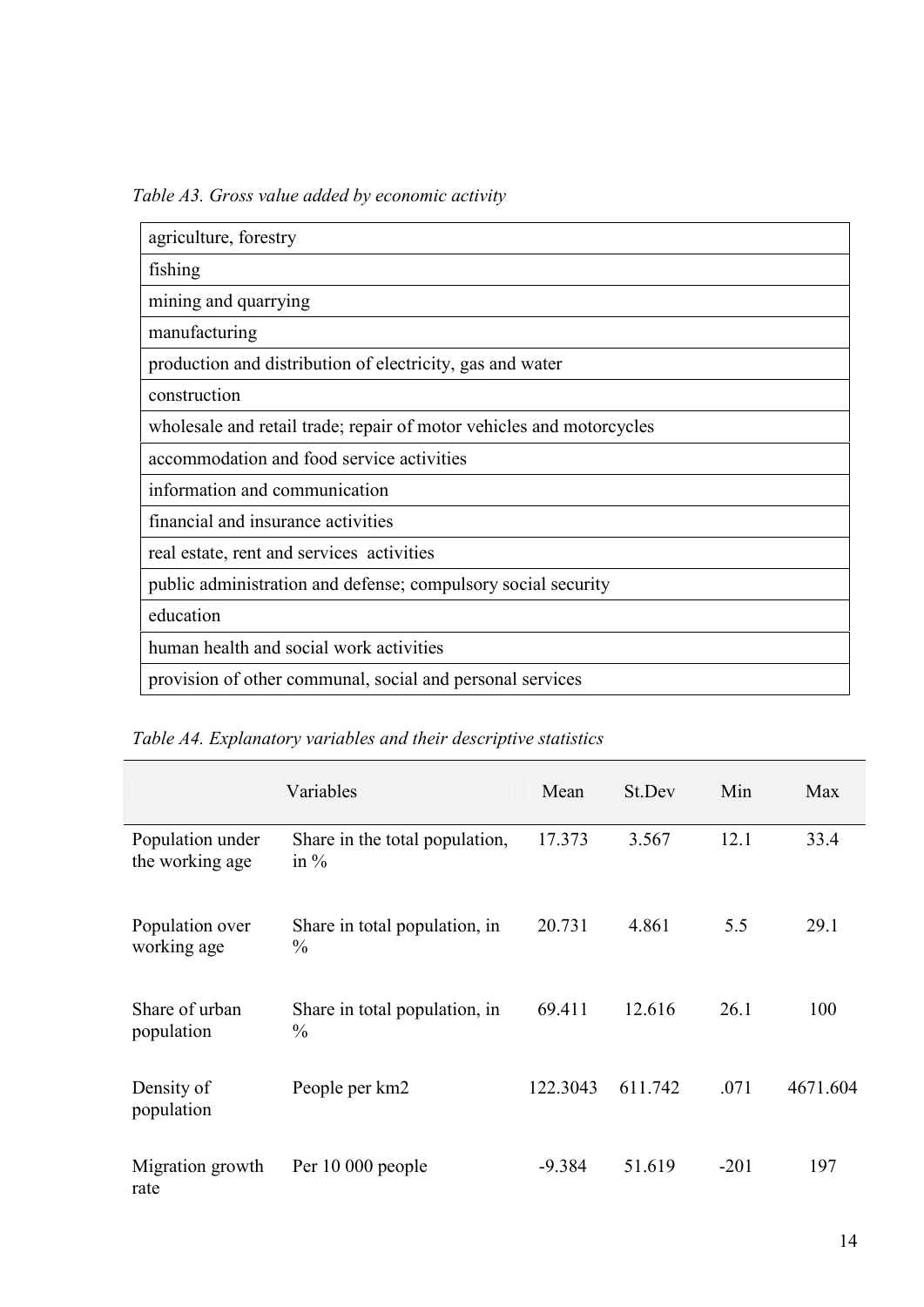*Table A3. Gross value added by economic activity*

| agriculture, forestry |
|---|
| fishing |
| mining and quarrying |
| manufacturing |
| production and distribution of electricity, gas and water |
| construction |
| wholesale and retail trade; repair of motor vehicles and motorcycles |
| accommodation and food service activities |
| information and communication |
| financial and insurance activities |
| real estate, rent and services activities |
| public administration and defense; compulsory social security |
| education |
| human health and social work activities |
| provision of other communal, social and personal services |

*Table A4. Explanatory variables and their descriptive statistics*

| Variables | | Mean | St.Dev | Min | Max |
|---|---|---|---|---|---|
| Population under the working age | Share in the total population, in % | 17.373 | 3.567 | 12.1 | 33.4 |
| Population over working age | Share in total population, in % | 20.731 | 4.861 | 5.5 | 29.1 |
| Share of urban population | Share in total population, in % | 69.411 | 12.616 | 26.1 | 100 |
| Density of population | People per km2 | 122.3043 | 611.742 | .071 | 4671.604 |
| Migration growth rate | Per 10 000 people | -9.384 | 51.619 | -201 | 197 |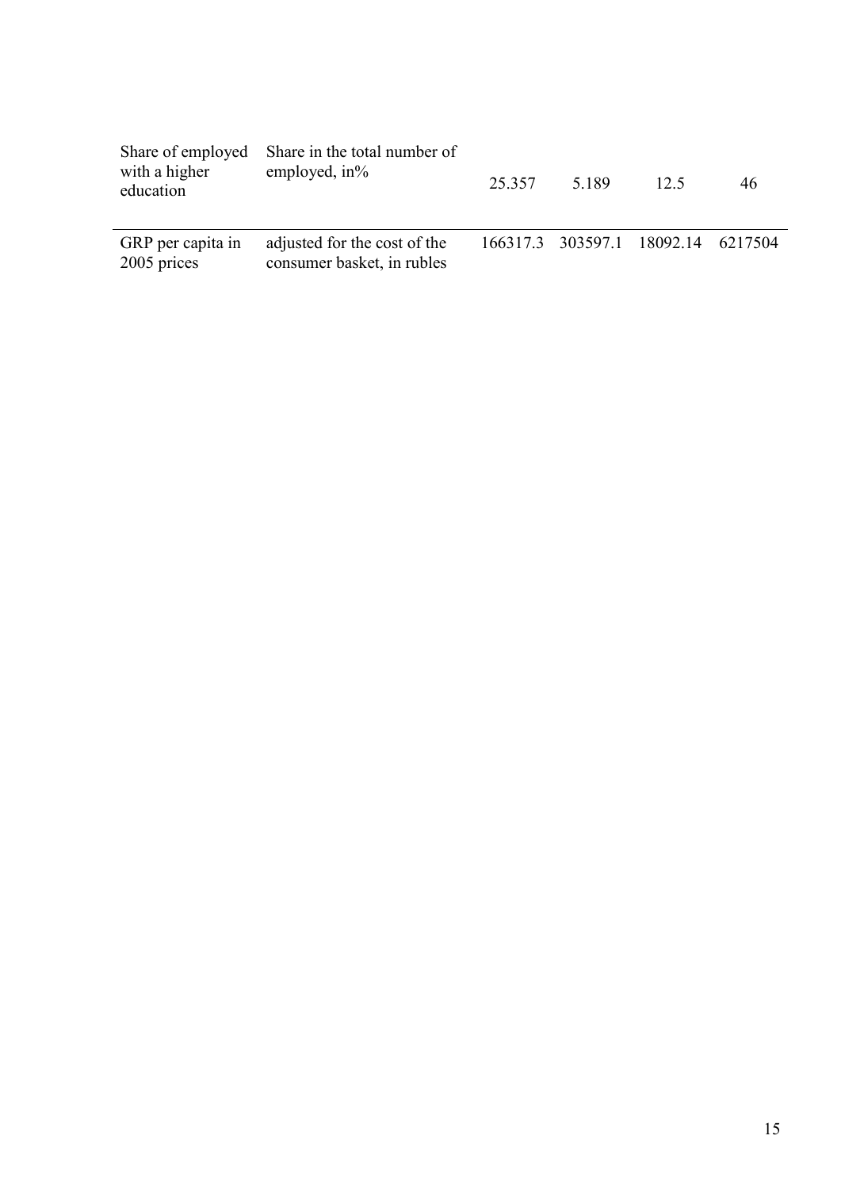| | | | | | |
|---|---|---|---|---|---|
| Share of employed with a higher education | Share in the total number of employed, in% | 25.357 | 5.189 | 12.5 | 46 |
| GRP per capita in 2005 prices | adjusted for the cost of the consumer basket, in rubles | 166317.3 | 303597.1 | 18092.14 | 6217504 |